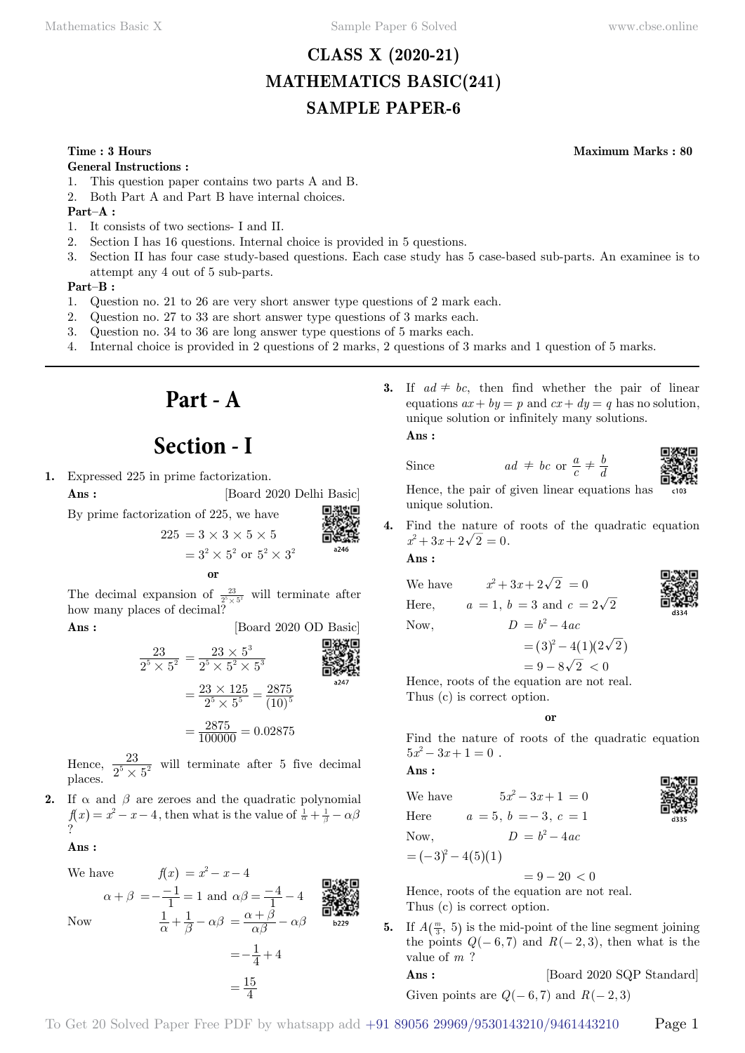# CLASS X (2020-21)
# MATHEMATICS BASIC(241)
# SAMPLE PAPER-6

**Time : 3 Hours** **Maximum Marks : 80**

**General Instructions :**

1. This question paper contains two parts A and B.
2. Both Part A and Part B have internal choices.

**Part–A :**

1. It consists of two sections- I and II.
2. Section I has 16 questions. Internal choice is provided in 5 questions.
3. Section II has four case study-based questions. Each case study has 5 case-based sub-parts. An examinee is to attempt any 4 out of 5 sub-parts.

**Part–B :**

1. Question no. 21 to 26 are very short answer type questions of 2 mark each.
2. Question no. 27 to 33 are short answer type questions of 3 marks each.
3. Question no. 34 to 36 are long answer type questions of 5 marks each.
4. Internal choice is provided in 2 questions of 2 marks, 2 questions of 3 marks and 1 question of 5 marks.

---

## Part - A

## Section - I

**1.** Expressed 225 in prime factorization.

**Ans :** [Board 2020 Delhi Basic]

By prime factorization of 225, we have

$$225 = 3 \times 3 \times 5 \times 5$$
$$= 3^2 \times 5^2 \text{ or } 5^2 \times 3^2$$

**or**

The decimal expansion of $\frac{23}{2^5 \times 5^2}$ will terminate after how many places of decimal?

**Ans :** [Board 2020 OD Basic]

$$\frac{23}{2^5 \times 5^2} = \frac{23 \times 5^3}{2^5 \times 5^2 \times 5^3}$$
$$= \frac{23 \times 125}{2^5 \times 5^5} = \frac{2875}{(10)^5}$$
$$= \frac{2875}{100000} = 0.02875$$

Hence, $\frac{23}{2^5 \times 5^2}$ will terminate after 5 five decimal places.

**2.** If $\alpha$ and $\beta$ are zeroes and the quadratic polynomial $f(x) = x^2 - x - 4$, then what is the value of $\frac{1}{\alpha} + \frac{1}{\beta} - \alpha\beta$ ?

**Ans :**

We have $\quad f(x) = x^2 - x - 4$

$$\alpha + \beta = -\frac{-1}{1} = 1 \text{ and } \alpha\beta = \frac{-4}{1} - 4$$

Now
$$\frac{1}{\alpha} + \frac{1}{\beta} - \alpha\beta = \frac{\alpha + \beta}{\alpha\beta} - \alpha\beta$$
$$= -\frac{1}{4} + 4$$
$$= \frac{15}{4}$$

**3.** If $ad \neq bc$, then find whether the pair of linear equations $ax + by = p$ and $cx + dy = q$ has no solution, unique solution or infinitely many solutions.

**Ans :**

Since $\quad ad \neq bc$ or $\frac{a}{c} \neq \frac{b}{d}$

Hence, the pair of given linear equations has unique solution.

**4.** Find the nature of roots of the quadratic equation $x^2 + 3x + 2\sqrt{2} = 0$.

**Ans :**

We have $\quad x^2 + 3x + 2\sqrt{2} = 0$

Here, $\quad a = 1,\ b = 3$ and $c = 2\sqrt{2}$

Now,
$$D = b^2 - 4ac$$
$$= (3)^2 - 4(1)(2\sqrt{2})$$
$$= 9 - 8\sqrt{2} < 0$$

Hence, roots of the equation are not real.
Thus (c) is correct option.

**or**

Find the nature of roots of the quadratic equation $5x^2 - 3x + 1 = 0$ .

**Ans :**

We have $\quad 5x^2 - 3x + 1 = 0$

Here $\quad a = 5,\ b = -3,\ c = 1$

Now, $\quad D = b^2 - 4ac$

$$= (-3)^2 - 4(5)(1)$$
$$= 9 - 20 < 0$$

Hence, roots of the equation are not real.
Thus (c) is correct option.

**5.** If $A(\frac{m}{3}, 5)$ is the mid-point of the line segment joining the points $Q(-6, 7)$ and $R(-2, 3)$, then what is the value of $m$ ?

**Ans :** [Board 2020 SQP Standard]

Given points are $Q(-6, 7)$ and $R(-2, 3)$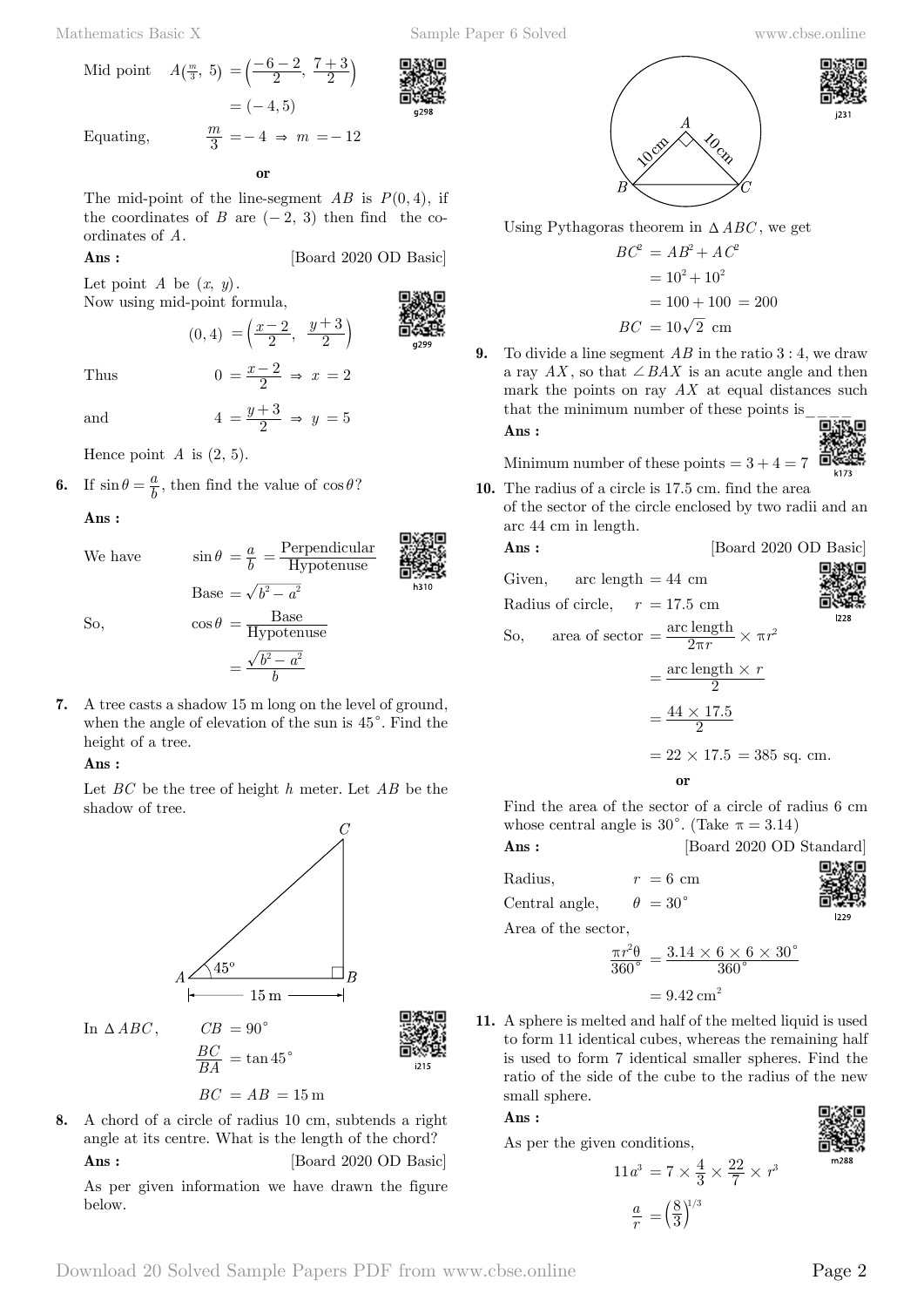Mid point $A\left(\frac{m}{3}, 5\right) = \left(\frac{-6-2}{2}, \frac{7+3}{2}\right)$

$$= (-4, 5)$$

Equating, $\frac{m}{3} = -4 \Rightarrow m = -12$

**or**

The mid-point of the line-segment $AB$ is $P(0, 4)$, if the coordinates of $B$ are $(-2, 3)$ then find the co-ordinates of $A$.

**Ans :** [Board 2020 OD Basic]

Let point $A$ be $(x, y)$.
Now using mid-point formula,

$$(0, 4) = \left(\frac{x-2}{2}, \frac{y+3}{2}\right)$$

Thus $0 = \frac{x-2}{2} \Rightarrow x = 2$

and $4 = \frac{y+3}{2} \Rightarrow y = 5$

Hence point $A$ is $(2, 5)$.

**6.** If $\sin\theta = \frac{a}{b}$, then find the value of $\cos\theta$?

**Ans :**

We have $\sin\theta = \frac{a}{b} = \frac{\text{Perpendicular}}{\text{Hypotenuse}}$

$$\text{Base} = \sqrt{b^2 - a^2}$$

So, $\cos\theta = \frac{\text{Base}}{\text{Hypotenuse}}$

$$= \frac{\sqrt{b^2 - a^2}}{b}$$

**7.** A tree casts a shadow 15 m long on the level of ground, when the angle of elevation of the sun is $45^\circ$. Find the height of a tree.

**Ans :**

Let $BC$ be the tree of height $h$ meter. Let $AB$ be the shadow of tree.

In $\Delta ABC$, $CB = 90^\circ$

$$\frac{BC}{BA} = \tan 45^\circ$$

$$BC = AB = 15\text{ m}$$

**8.** A chord of a circle of radius 10 cm, subtends a right angle at its centre. What is the length of the chord?

**Ans :** [Board 2020 OD Basic]

As per given information we have drawn the figure below.

Using Pythagoras theorem in $\Delta ABC$, we get

$$BC^2 = AB^2 + AC^2$$

$$= 10^2 + 10^2$$

$$= 100 + 100 = 200$$

$$BC = 10\sqrt{2}\text{ cm}$$

**9.** To divide a line segment $AB$ in the ratio $3 : 4$, we draw a ray $AX$, so that $\angle BAX$ is an acute angle and then mark the points on ray $AX$ at equal distances such that the minimum number of these points is____

**Ans :**

Minimum number of these points $= 3 + 4 = 7$

**10.** The radius of a circle is 17.5 cm. find the area of the sector of the circle enclosed by two radii and an arc 44 cm in length.

**Ans :** [Board 2020 OD Basic]

Given, arc length $= 44$ cm

Radius of circle, $r = 17.5$ cm

So, area of sector $= \frac{\text{arc length}}{2\pi r} \times \pi r^2$

$$= \frac{\text{arc length} \times r}{2}$$

$$= \frac{44 \times 17.5}{2}$$

$$= 22 \times 17.5 = 385\text{ sq. cm.}$$

**or**

Find the area of the sector of a circle of radius 6 cm whose central angle is $30^\circ$. (Take $\pi = 3.14$)

**Ans :** [Board 2020 OD Standard]

Radius, $r = 6$ cm

Central angle, $\theta = 30^\circ$

Area of the sector,

$$\frac{\pi r^2 \theta}{360^\circ} = \frac{3.14 \times 6 \times 6 \times 30^\circ}{360^\circ}$$

$$= 9.42\text{ cm}^2$$

**11.** A sphere is melted and half of the melted liquid is used to form 11 identical cubes, whereas the remaining half is used to form 7 identical smaller spheres. Find the ratio of the side of the cube to the radius of the new small sphere.

**Ans :**

As per the given conditions,

$$11a^3 = 7 \times \frac{4}{3} \times \frac{22}{7} \times r^3$$

$$\frac{a}{r} = \left(\frac{8}{3}\right)^{1/3}$$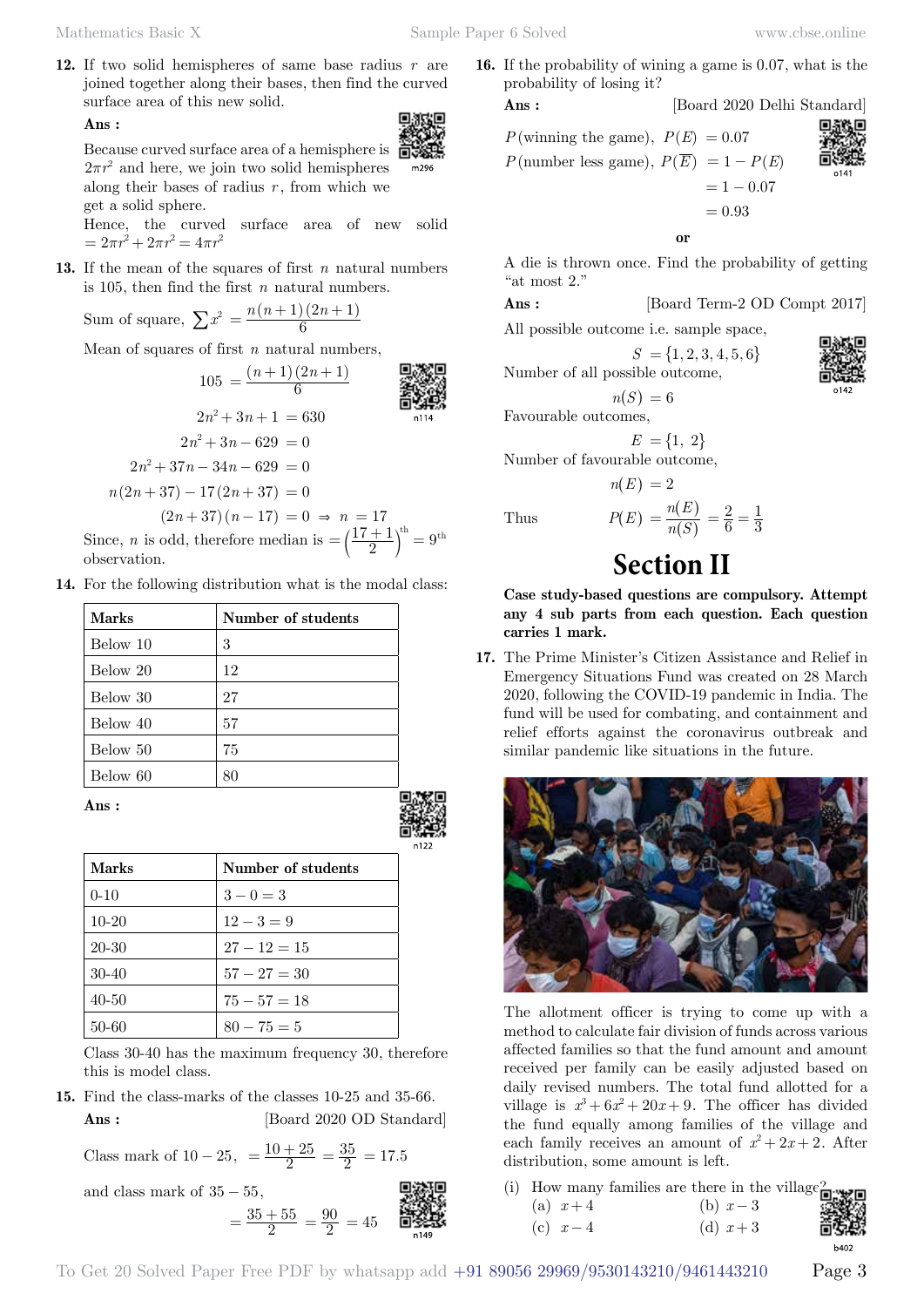**12.** If two solid hemispheres of same base radius $r$ are joined together along their bases, then find the curved surface area of this new solid.

**Ans :**

Because curved surface area of a hemisphere is $2\pi r^2$ and here, we join two solid hemispheres along their bases of radius $r$, from which we get a solid sphere.

Hence, the curved surface area of new solid $= 2\pi r^2 + 2\pi r^2 = 4\pi r^2$

**13.** If the mean of the squares of first $n$ natural numbers is 105, then find the first $n$ natural numbers.

Sum of square, $\sum x^2 = \dfrac{n(n+1)(2n+1)}{6}$

Mean of squares of first $n$ natural numbers,

$$105 = \frac{(n+1)(2n+1)}{6}$$

$$2n^2 + 3n + 1 = 630$$

$$2n^2 + 3n - 629 = 0$$

$$2n^2 + 37n - 34n - 629 = 0$$

$$n(2n+37) - 17(2n+37) = 0$$

$$(2n+37)(n-17) = 0 \Rightarrow n = 17$$

Since, $n$ is odd, therefore median is $= \left(\dfrac{17+1}{2}\right)^{\text{th}} = 9^{\text{th}}$ observation.

**14.** For the following distribution what is the modal class:

| Marks | Number of students |
|---|---|
| Below 10 | 3 |
| Below 20 | 12 |
| Below 30 | 27 |
| Below 40 | 57 |
| Below 50 | 75 |
| Below 60 | 80 |

**Ans :**

| Marks | Number of students |
|---|---|
| 0-10 | $3 - 0 = 3$ |
| 10-20 | $12 - 3 = 9$ |
| 20-30 | $27 - 12 = 15$ |
| 30-40 | $57 - 27 = 30$ |
| 40-50 | $75 - 57 = 18$ |
| 50-60 | $80 - 75 = 5$ |

Class 30-40 has the maximum frequency 30, therefore this is model class.

**15.** Find the class-marks of the classes 10-25 and 35-66.

**Ans :** [Board 2020 OD Standard]

Class mark of $10-25$, $= \dfrac{10+25}{2} = \dfrac{35}{2} = 17.5$

and class mark of $35-55$,

$$= \frac{35+55}{2} = \frac{90}{2} = 45$$

**16.** If the probability of wining a game is 0.07, what is the probability of losing it?

**Ans :** [Board 2020 Delhi Standard]

$$P(\text{winning the game}),\ P(E) = 0.07$$

$$P(\text{number less game}),\ P(\overline{E}) = 1 - P(E)$$

$$= 1 - 0.07$$

$$= 0.93$$

**or**

A die is thrown once. Find the probability of getting "at most 2."

**Ans :** [Board Term-2 OD Compt 2017]

All possible outcome i.e. sample space,

$$S = \{1, 2, 3, 4, 5, 6\}$$

Number of all possible outcome,

$$n(S) = 6$$

Favourable outcomes,

$$E = \{1,\ 2\}$$

Number of favourable outcome,

$$n(E) = 2$$

Thus $\quad P(E) = \dfrac{n(E)}{n(S)} = \dfrac{2}{6} = \dfrac{1}{3}$

# Section II

**Case study-based questions are compulsory. Attempt any 4 sub parts from each question. Each question carries 1 mark.**

**17.** The Prime Minister's Citizen Assistance and Relief in Emergency Situations Fund was created on 28 March 2020, following the COVID-19 pandemic in India. The fund will be used for combating, and containment and relief efforts against the coronavirus outbreak and similar pandemic like situations in the future.

The allotment officer is trying to come up with a method to calculate fair division of funds across various affected families so that the fund amount and amount received per family can be easily adjusted based on daily revised numbers. The total fund allotted for a village is $x^3 + 6x^2 + 20x + 9$. The officer has divided the fund equally among families of the village and each family receives an amount of $x^2 + 2x + 2$. After distribution, some amount is left.

(i) How many families are there in the village?
  (a) $x+4$  (b) $x-3$
  (c) $x-4$  (d) $x+3$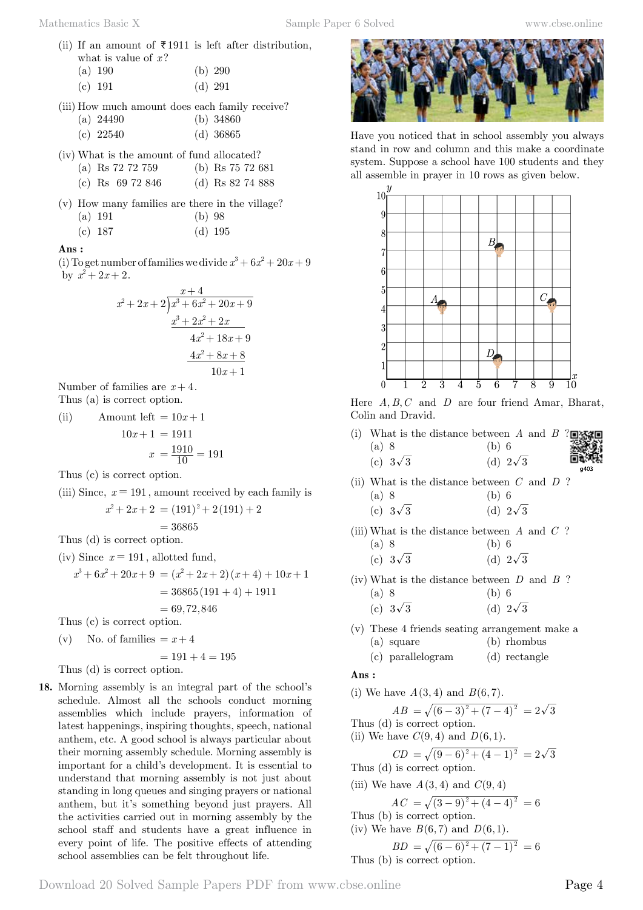(ii) If an amount of ₹1911 is left after distribution, what is value of $x$?

(a) 190 (b) 290

(c) 191 (d) 291

(iii) How much amount does each family receive?

(a) 24490 (b) 34860

(c) 22540 (d) 36865

(iv) What is the amount of fund allocated?

(a) Rs 72 72 759 (b) Rs 75 72 681

(c) Rs 69 72 846 (d) Rs 82 74 888

(v) How many families are there in the village?

(a) 191 (b) 98

(c) 187 (d) 195

**Ans :**

(i) To get number of families we divide $x^3+6x^2+20x+9$ by $x^2+2x+2$.

$$\begin{array}{r|l} & x+4 \\ x^2+2x+2 & x^3+6x^2+20x+9 \\ & \underline{x^3+2x^2+2x} \\ & \quad 4x^2+18x+9 \\ & \quad \underline{4x^2+8x+8} \\ & \qquad 10x+1 \end{array}$$

Number of families are $x+4$.

Thus (a) is correct option.

(ii) Amount left $=10x+1$

$$10x+1 = 1911$$

$$x = \frac{1910}{10} = 191$$

Thus (c) is correct option.

(iii) Since, $x=191$, amount received by each family is

$$x^2+2x+2 = (191)^2+2(191)+2$$

$$= 36865$$

Thus (d) is correct option.

(iv) Since $x=191$, allotted fund,

$$x^3+6x^2+20x+9 = (x^2+2x+2)(x+4)+10x+1$$

$$= 36865(191+4)+1911$$

$$= 69,72,846$$

Thus (c) is correct option.

(v) No. of families $= x+4$

$$= 191+4 = 195$$

Thus (d) is correct option.

**18.** Morning assembly is an integral part of the school's schedule. Almost all the schools conduct morning assemblies which include prayers, information of latest happenings, inspiring thoughts, speech, national anthem, etc. A good school is always particular about their morning assembly schedule. Morning assembly is important for a child's development. It is essential to understand that morning assembly is not just about standing in long queues and singing prayers or national anthem, but it's something beyond just prayers. All the activities carried out in morning assembly by the school staff and students have a great influence in every point of life. The positive effects of attending school assemblies can be felt throughout life.

Have you noticed that in school assembly you always stand in row and column and this make a coordinate system. Suppose a school have 100 students and they all assemble in prayer in 10 rows as given below.

Here $A, B, C$ and $D$ are four friend Amar, Bharat, Colin and Dravid.

(i) What is the distance between $A$ and $B$ ?

(a) 8 (b) 6

(c) $3\sqrt{3}$ (d) $2\sqrt{3}$

(ii) What is the distance between $C$ and $D$ ?

(a) 8 (b) 6

(c) $3\sqrt{3}$ (d) $2\sqrt{3}$

(iii) What is the distance between $A$ and $C$ ?

(a) 8 (b) 6

(c) $3\sqrt{3}$ (d) $2\sqrt{3}$

(iv) What is the distance between $D$ and $B$ ?

(a) 8 (b) 6

(c) $3\sqrt{3}$ (d) $2\sqrt{3}$

(v) These 4 friends seating arrangement make a

(a) square (b) rhombus

(c) parallelogram (d) rectangle

**Ans :**

(i) We have $A(3,4)$ and $B(6,7)$.

$$AB = \sqrt{(6-3)^2+(7-4)^2} = 2\sqrt{3}$$

Thus (d) is correct option.

(ii) We have $C(9,4)$ and $D(6,1)$.

$$CD = \sqrt{(9-6)^2+(4-1)^2} = 2\sqrt{3}$$

Thus (d) is correct option.

(iii) We have $A(3,4)$ and $C(9,4)$

$$AC = \sqrt{(3-9)^2+(4-4)^2} = 6$$

Thus (b) is correct option.

(iv) We have $B(6,7)$ and $D(6,1)$.

$$BD = \sqrt{(6-6)^2+(7-1)^2} = 6$$

Thus (b) is correct option.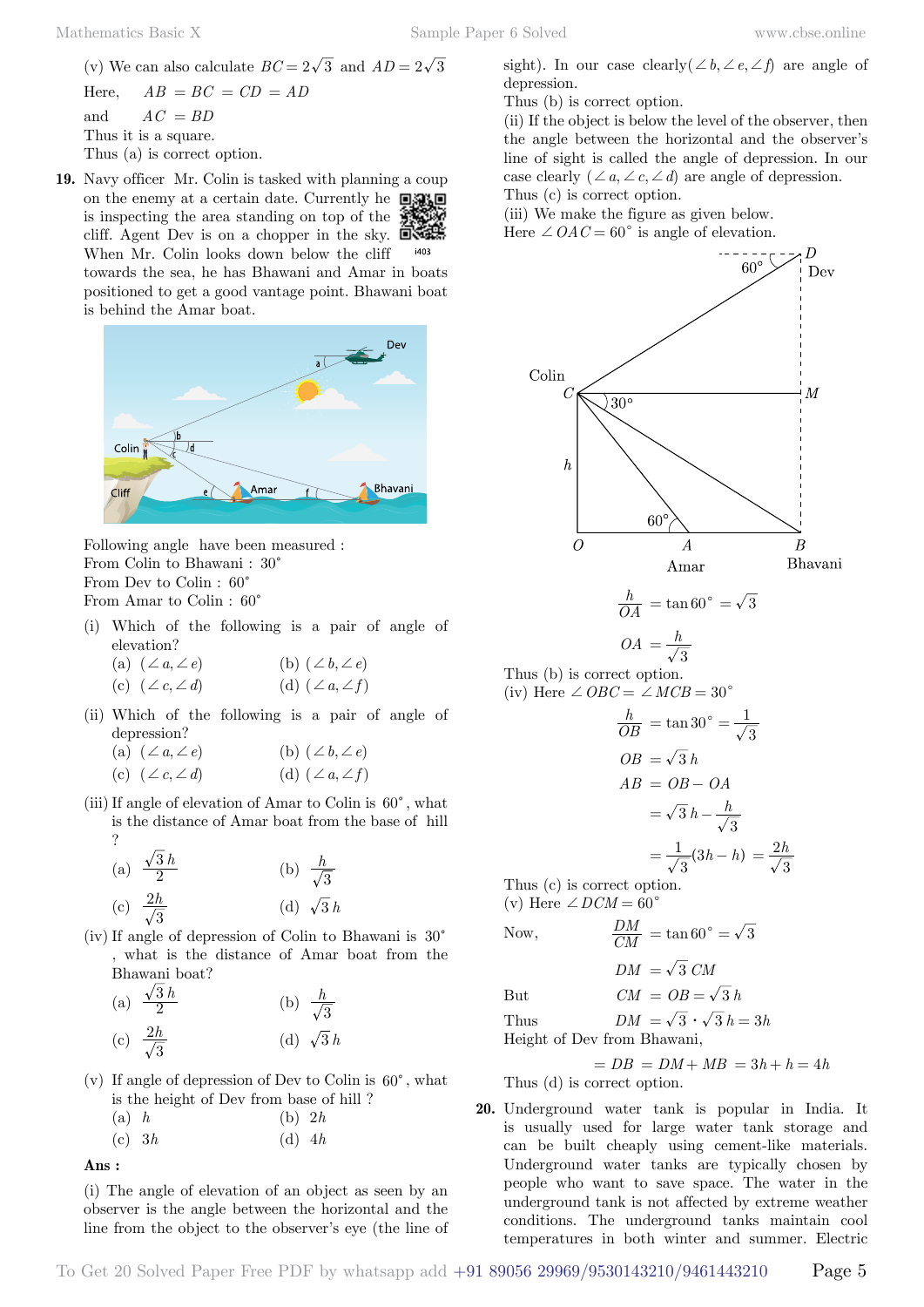(v) We can also calculate $BC = 2\sqrt{3}$ and $AD = 2\sqrt{3}$

Here, $AB = BC = CD = AD$

and $AC = BD$

Thus it is a square.

Thus (a) is correct option.

**19.** Navy officer Mr. Colin is tasked with planning a coup on the enemy at a certain date. Currently he is inspecting the area standing on top of the cliff. Agent Dev is on a chopper in the sky. When Mr. Colin looks down below the cliff towards the sea, he has Bhawani and Amar in boats positioned to get a good vantage point. Bhawani boat is behind the Amar boat.

Following angle have been measured :

From Colin to Bhawani : 30°

From Dev to Colin : 60°

From Amar to Colin : 60°

(i) Which of the following is a pair of angle of elevation?

(a) $(\angle a, \angle e)$ (b) $(\angle b, \angle e)$

(c) $(\angle c, \angle d)$ (d) $(\angle a, \angle f)$

(ii) Which of the following is a pair of angle of depression?

(a) $(\angle a, \angle e)$ (b) $(\angle b, \angle e)$

(c) $(\angle c, \angle d)$ (d) $(\angle a, \angle f)$

(iii) If angle of elevation of Amar to Colin is $60^\circ$, what is the distance of Amar boat from the base of hill ?

(a) $\frac{\sqrt{3}h}{2}$ (b) $\frac{h}{\sqrt{3}}$

(c) $\frac{2h}{\sqrt{3}}$ (d) $\sqrt{3}h$

(iv) If angle of depression of Colin to Bhawani is $30^\circ$, what is the distance of Amar boat from the Bhawani boat?

(a) $\frac{\sqrt{3}h}{2}$ (b) $\frac{h}{\sqrt{3}}$

(c) $\frac{2h}{\sqrt{3}}$ (d) $\sqrt{3}h$

(v) If angle of depression of Dev to Colin is $60^\circ$, what is the height of Dev from base of hill ?

(a) $h$ (b) $2h$

(c) $3h$ (d) $4h$

**Ans :**

(i) The angle of elevation of an object as seen by an observer is the angle between the horizontal and the line from the object to the observer's eye (the line of sight). In our case clearly $(\angle b, \angle e, \angle f)$ are angle of depression.

Thus (b) is correct option.

(ii) If the object is below the level of the observer, then the angle between the horizontal and the observer's line of sight is called the angle of depression. In our case clearly $(\angle a, \angle c, \angle d)$ are angle of depression.

Thus (c) is correct option.

(iii) We make the figure as given below.

Here $\angle OAC = 60^\circ$ is angle of elevation.

$$\frac{h}{OA} = \tan 60^\circ = \sqrt{3}$$

$$OA = \frac{h}{\sqrt{3}}$$

Thus (b) is correct option.

(iv) Here $\angle OBC = \angle MCB = 30^\circ$

$$\frac{h}{OB} = \tan 30^\circ = \frac{1}{\sqrt{3}}$$

$$OB = \sqrt{3}h$$

$$AB = OB - OA$$

$$= \sqrt{3}h - \frac{h}{\sqrt{3}}$$

$$= \frac{1}{\sqrt{3}}(3h - h) = \frac{2h}{\sqrt{3}}$$

Thus (c) is correct option.

(v) Here $\angle DCM = 60^\circ$

Now, $$\frac{DM}{CM} = \tan 60^\circ = \sqrt{3}$$

$$DM = \sqrt{3}\,CM$$

But $$CM = OB = \sqrt{3}h$$

Thus $$DM = \sqrt{3}\cdot\sqrt{3}h = 3h$$

Height of Dev from Bhawani,

$$= DB = DM + MB = 3h + h = 4h$$

Thus (d) is correct option.

**20.** Underground water tank is popular in India. It is usually used for large water tank storage and can be built cheaply using cement-like materials. Underground water tanks are typically chosen by people who want to save space. The water in the underground tank is not affected by extreme weather conditions. The underground tanks maintain cool temperatures in both winter and summer. Electric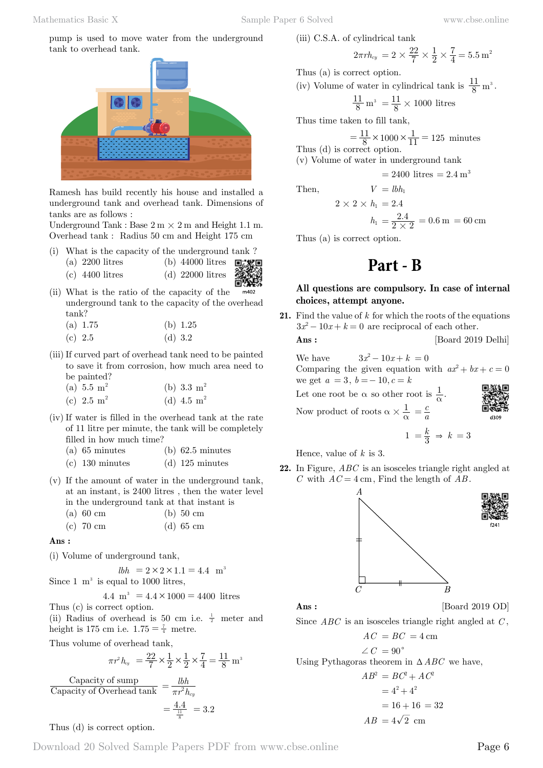pump is used to move water from the underground tank to overhead tank.

Ramesh has build recently his house and installed a underground tank and overhead tank. Dimensions of tanks are as follows :

Underground Tank : Base 2 m × 2 m and Height 1.1 m.

Overhead tank : Radius 50 cm and Height 175 cm

(i) What is the capacity of the underground tank ?

(a) 2200 litres (b) 44000 litres

(c) 4400 litres (d) 22000 litres

(ii) What is the ratio of the capacity of the underground tank to the capacity of the overhead tank?

(a) 1.75 (b) 1.25

(c) 2.5 (d) 3.2

(iii) If curved part of overhead tank need to be painted to save it from corrosion, how much area need to be painted?

(a) 5.5 m$^2$ (b) 3.3 m$^2$

(c) 2.5 m$^2$ (d) 4.5 m$^2$

(iv) If water is filled in the overhead tank at the rate of 11 litre per minute, the tank will be completely filled in how much time?

(a) 65 minutes (b) 62.5 minutes

(c) 130 minutes (d) 125 minutes

(v) If the amount of water in the underground tank, at an instant, is 2400 litres , then the water level in the underground tank at that instant is

(a) 60 cm (b) 50 cm

(c) 70 cm (d) 65 cm

**Ans :**

(i) Volume of underground tank,

$$lbh = 2\times 2\times 1.1 = 4.4 \text{ m}^3$$

Since 1 m$^3$ is equal to 1000 litres,

$$4.4 \text{ m}^3 = 4.4\times 1000 = 4400 \text{ litres}$$

Thus (c) is correct option.

(ii) Radius of overhead is 50 cm i.e. $\frac{1}{2}$ meter and height is 175 cm i.e. $1.75 = \frac{7}{4}$ metre.

Thus volume of overhead tank,

$$\pi r^2 h_{cy} = \frac{22}{7}\times\frac{1}{2}\times\frac{1}{2}\times\frac{7}{4} = \frac{11}{8} \text{ m}^3$$

$$\frac{\text{Capacity of sump}}{\text{Capacity of Overhead tank}} = \frac{lbh}{\pi r^2 h_{cy}}$$

$$= \frac{4.4}{\frac{11}{8}} = 3.2$$

Thus (d) is correct option.

(iii) C.S.A. of cylindrical tank

$$2\pi r h_{cy} = 2\times\frac{22}{7}\times\frac{1}{2}\times\frac{7}{4} = 5.5 \text{ m}^2$$

Thus (a) is correct option.

(iv) Volume of water in cylindrical tank is $\frac{11}{8}$ m$^3$.

$$\frac{11}{8} \text{ m}^3 = \frac{11}{8}\times 1000 \text{ litres}$$

Thus time taken to fill tank,

$$= \frac{11}{8}\times 1000\times\frac{1}{11} = 125 \text{ minutes}$$

Thus (d) is correct option.

(v) Volume of water in underground tank

$$= 2400 \text{ litres } = 2.4 \text{ m}^3$$

Then, $V = lbh_1$

$$2\times 2\times h_1 = 2.4$$

$$h_1 = \frac{2.4}{2\times 2} = 0.6 \text{ m } = 60 \text{ cm}$$

Thus (a) is correct option.

# Part - B

**All questions are compulsory. In case of internal choices, attempt anyone.**

**21.** Find the value of $k$ for which the roots of the equations $3x^2 - 10x + k = 0$ are reciprocal of each other.

**Ans :** [Board 2019 Delhi]

We have $3x^2 - 10x + k = 0$

Comparing the given equation with $ax^2 + bx + c = 0$ we get $a = 3,\ b = -10,\ c = k$

Let one root be $\alpha$ so other root is $\frac{1}{\alpha}$.

Now product of roots $\alpha\times\frac{1}{\alpha} = \frac{c}{a}$

$$1 = \frac{k}{3} \Rightarrow k = 3$$

Hence, value of $k$ is 3.

**22.** In Figure, $ABC$ is an isosceles triangle right angled at $C$ with $AC = 4$ cm, Find the length of $AB$.

**Ans :** [Board 2019 OD]

Since $ABC$ is an isosceles triangle right angled at $C$,

$$AC = BC = 4 \text{ cm}$$

$$\angle C = 90^\circ$$

Using Pythagoras theorem in $\Delta ABC$ we have,

$$AB^2 = BC^2 + AC^2$$

$$= 4^2 + 4^2$$

$$= 16 + 16 = 32$$

$$AB = 4\sqrt{2} \text{ cm}$$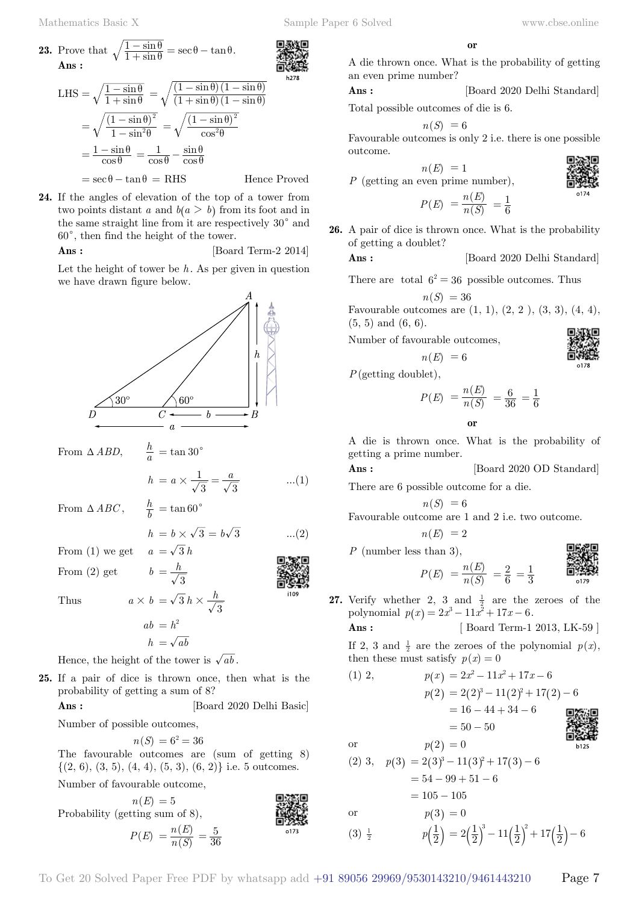**23.** Prove that $\sqrt{\frac{1-\sin\theta}{1+\sin\theta}} = \sec\theta - \tan\theta$.

**Ans :**

$$\text{LHS} = \sqrt{\frac{1-\sin\theta}{1+\sin\theta}} = \sqrt{\frac{(1-\sin\theta)(1-\sin\theta)}{(1+\sin\theta)(1-\sin\theta)}}$$

$$= \sqrt{\frac{(1-\sin\theta)^2}{1-\sin^2\theta}} = \sqrt{\frac{(1-\sin\theta)^2}{\cos^2\theta}}$$

$$= \frac{1-\sin\theta}{\cos\theta} = \frac{1}{\cos\theta} - \frac{\sin\theta}{\cos\theta}$$

$$= \sec\theta - \tan\theta = \text{RHS}$$

Hence Proved

**24.** If the angles of elevation of the top of a tower from two points distant $a$ and $b(a > b)$ from its foot and in the same straight line from it are respectively $30^\circ$ and $60^\circ$, then find the height of the tower.

**Ans :** [Board Term-2 2014]

Let the height of tower be $h$. As per given in question we have drawn figure below.

From $\Delta ABD$, $\quad \frac{h}{a} = \tan 30^\circ$

$$h = a \times \frac{1}{\sqrt{3}} = \frac{a}{\sqrt{3}} \quad ...(1)$$

From $\Delta ABC$, $\quad \frac{h}{b} = \tan 60^\circ$

$$h = b \times \sqrt{3} = b\sqrt{3} \quad ...(2)$$

From (1) we get $\quad a = \sqrt{3}\,h$

From (2) get $\quad b = \frac{h}{\sqrt{3}}$

Thus $\quad a \times b = \sqrt{3}\,h \times \frac{h}{\sqrt{3}}$

$$ab = h^2$$

$$h = \sqrt{ab}$$

Hence, the height of the tower is $\sqrt{ab}$.

**25.** If a pair of dice is thrown once, then what is the probability of getting a sum of 8?

**Ans :** [Board 2020 Delhi Basic]

Number of possible outcomes,

$$n(S) = 6^2 = 36$$

The favourable outcomes are (sum of getting 8) {(2, 6), (3, 5), (4, 4), (5, 3), (6, 2)} i.e. 5 outcomes.

Number of favourable outcome,

$$n(E) = 5$$

Probability (getting sum of 8),

$$P(E) = \frac{n(E)}{n(S)} = \frac{5}{36}$$

**or**

A die thrown once. What is the probability of getting an even prime number?

**Ans :** [Board 2020 Delhi Standard]

Total possible outcomes of die is 6.

$$n(S) = 6$$

Favourable outcomes is only 2 i.e. there is one possible outcome.

$$n(E) = 1$$

$P$ (getting an even prime number),

$$P(E) = \frac{n(E)}{n(S)} = \frac{1}{6}$$

**26.** A pair of dice is thrown once. What is the probability of getting a doublet?

**Ans :** [Board 2020 Delhi Standard]

There are total $6^2 = 36$ possible outcomes. Thus

$$n(S) = 36$$

Favourable outcomes are (1, 1), (2, 2 ), (3, 3), (4, 4), (5, 5) and (6, 6).

Number of favourable outcomes,

$$n(E) = 6$$

$P$(getting doublet),

$$P(E) = \frac{n(E)}{n(S)} = \frac{6}{36} = \frac{1}{6}$$

**or**

A die is thrown once. What is the probability of getting a prime number.

**Ans :** [Board 2020 OD Standard]

There are 6 possible outcome for a die.

$$n(S) = 6$$

Favourable outcome are 1 and 2 i.e. two outcome.

$$n(E) = 2$$

$P$ (number less than 3),

$$P(E) = \frac{n(E)}{n(S)} = \frac{2}{6} = \frac{1}{3}$$

**27.** Verify whether 2, 3 and $\frac{1}{2}$ are the zeroes of the polynomial $p(x) = 2x^3 - 11x^2 + 17x - 6$.

**Ans :** [ Board Term-1 2013, LK-59 ]

If 2, 3 and $\frac{1}{2}$ are the zeroes of the polynomial $p(x)$, then these must satisfy $p(x) = 0$

(1) 2, $\quad p(x) = 2x^2 - 11x^2 + 17x - 6$

$$p(2) = 2(2)^3 - 11(2)^2 + 17(2) - 6$$

$$= 16 - 44 + 34 - 6$$

$$= 50 - 50$$

or $\quad p(2) = 0$

(2) 3, $\quad p(3) = 2(3)^3 - 11(3)^2 + 17(3) - 6$

$$= 54 - 99 + 51 - 6$$

$$= 105 - 105$$

or $\quad p(3) = 0$

(3) $\frac{1}{2}$ $\quad p\left(\frac{1}{2}\right) = 2\left(\frac{1}{2}\right)^3 - 11\left(\frac{1}{2}\right)^2 + 17\left(\frac{1}{2}\right) - 6$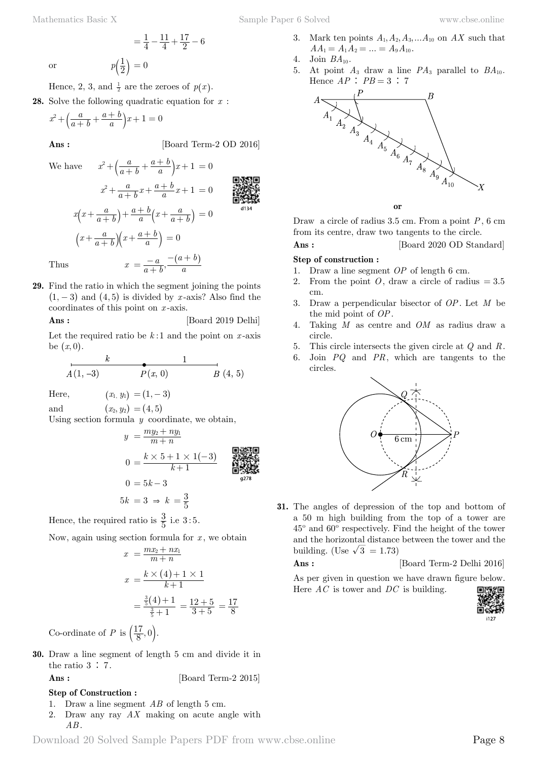$$= \frac{1}{4} - \frac{11}{4} + \frac{17}{2} - 6$$

or $$p\left(\frac{1}{2}\right) = 0$$

Hence, 2, 3, and $\frac{1}{2}$ are the zeroes of $p(x)$.

**28.** Solve the following quadratic equation for $x$ :

$$x^2 + \left(\frac{a}{a+b} + \frac{a+b}{a}\right)x + 1 = 0$$

**Ans :** [Board Term-2 OD 2016]

We have $$x^2 + \left(\frac{a}{a+b} + \frac{a+b}{a}\right)x + 1 = 0$$

$$x^2 + \frac{a}{a+b}x + \frac{a+b}{a}x + 1 = 0$$

$$x\left(x + \frac{a}{a+b}\right) + \frac{a+b}{a}\left(x + \frac{a}{a+b}\right) = 0$$

$$\left(x + \frac{a}{a+b}\right)\left(x + \frac{a+b}{a}\right) = 0$$

Thus $$x = \frac{-a}{a+b}, \frac{-(a+b)}{a}$$

**29.** Find the ratio in which the segment joining the points $(1, -3)$ and $(4, 5)$ is divided by $x$-axis? Also find the coordinates of this point on $x$-axis.

**Ans :** [Board 2019 Delhi]

Let the required ratio be $k:1$ and the point on $x$-axis be $(x, 0)$.

$A(1, -3)$ —— $k$ —— $P(x, 0)$ —— $1$ —— $B(4, 5)$

Here, $(x_1, y_1) = (1, -3)$

and $(x_2, y_2) = (4, 5)$

Using section formula $y$ coordinate, we obtain,

$$y = \frac{my_2 + ny_1}{m+n}$$

$$0 = \frac{k \times 5 + 1 \times 1(-3)}{k+1}$$

$$0 = 5k - 3$$

$$5k = 3 \Rightarrow k = \frac{3}{5}$$

Hence, the required ratio is $\frac{3}{5}$ i.e $3:5$.

Now, again using section formula for $x$, we obtain

$$x = \frac{mx_2 + nx_1}{m+n}$$

$$x = \frac{k \times (4) + 1 \times 1}{k+1}$$

$$= \frac{\frac{3}{5}(4) + 1}{\frac{3}{5} + 1} = \frac{12+5}{3+5} = \frac{17}{8}$$

Co-ordinate of $P$ is $\left(\frac{17}{8}, 0\right)$.

**30.** Draw a line segment of length 5 cm and divide it in the ratio $3 : 7$.

**Ans :** [Board Term-2 2015]

**Step of Construction :**

1. Draw a line segment $AB$ of length 5 cm.
2. Draw any ray $AX$ making on acute angle with $AB$.
3. Mark ten points $A_1, A_2, A_3, \ldots A_{10}$ on $AX$ such that $AA_1 = A_1A_2 = \ldots = A_9A_{10}$.
4. Join $BA_{10}$.
5. At point $A_3$ draw a line $PA_3$ parallel to $BA_{10}$. Hence $AP : PB = 3 : 7$

**or**

Draw a circle of radius 3.5 cm. From a point $P$, 6 cm from its centre, draw two tangents to the circle.

**Ans :** [Board 2020 OD Standard]

**Step of construction :**

1. Draw a line segment $OP$ of length 6 cm.
2. From the point $O$, draw a circle of radius $= 3.5$ cm.
3. Draw a perpendicular bisector of $OP$. Let $M$ be the mid point of $OP$.
4. Taking $M$ as centre and $OM$ as radius draw a circle.
5. This circle intersects the given circle at $Q$ and $R$.
6. Join $PQ$ and $PR$, which are tangents to the circles.

**31.** The angles of depression of the top and bottom of a 50 m high building from the top of a tower are $45^o$ and $60^o$ respectively. Find the height of the tower and the horizontal distance between the tower and the building. (Use $\sqrt{3} = 1.73$)

**Ans :** [Board Term-2 Delhi 2016]

As per given in question we have drawn figure below. Here $AC$ is tower and $DC$ is building.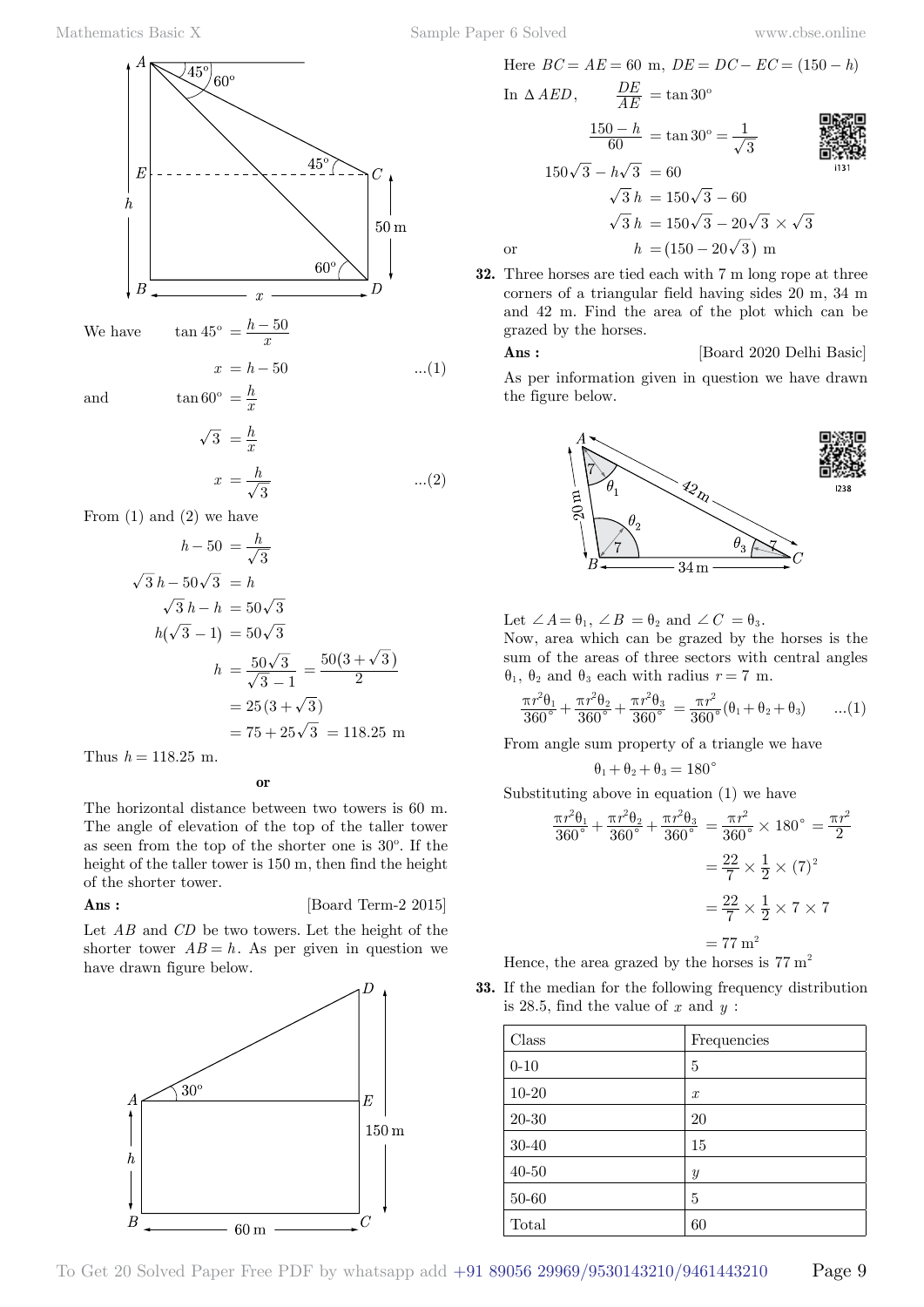We have $\tan 45^\circ = \dfrac{h-50}{x}$

$$x = h - 50 \qquad ...(1)$$

and $\tan 60^\circ = \dfrac{h}{x}$

$$\sqrt{3} = \frac{h}{x}$$

$$x = \frac{h}{\sqrt{3}} \qquad ...(2)$$

From (1) and (2) we have

$$h - 50 = \frac{h}{\sqrt{3}}$$

$$\sqrt{3}\,h - 50\sqrt{3} = h$$

$$\sqrt{3}\,h - h = 50\sqrt{3}$$

$$h(\sqrt{3}-1) = 50\sqrt{3}$$

$$h = \frac{50\sqrt{3}}{\sqrt{3}-1} = \frac{50(3+\sqrt{3})}{2}$$

$$= 25(3+\sqrt{3})$$

$$= 75 + 25\sqrt{3} = 118.25 \text{ m}$$

Thus $h = 118.25$ m.

**or**

The horizontal distance between two towers is 60 m. The angle of elevation of the top of the taller tower as seen from the top of the shorter one is 30°. If the height of the taller tower is 150 m, then find the height of the shorter tower.

**Ans :** [Board Term-2 2015]

Let $AB$ and $CD$ be two towers. Let the height of the shorter tower $AB = h$. As per given in question we have drawn figure below.

Here $BC = AE = 60$ m, $DE = DC - EC = (150 - h)$

In $\Delta\, AED$, $\dfrac{DE}{AE} = \tan 30^\circ$

$$\frac{150-h}{60} = \tan 30^\circ = \frac{1}{\sqrt{3}}$$

$$150\sqrt{3} - h\sqrt{3} = 60$$

$$\sqrt{3}\,h = 150\sqrt{3} - 60$$

$$\sqrt{3}\,h = 150\sqrt{3} - 20\sqrt{3}\times\sqrt{3}$$

or $$h = (150 - 20\sqrt{3}) \text{ m}$$

**32.** Three horses are tied each with 7 m long rope at three corners of a triangular field having sides 20 m, 34 m and 42 m. Find the area of the plot which can be grazed by the horses.

**Ans :** [Board 2020 Delhi Basic]

As per information given in question we have drawn the figure below.

Let $\angle A = \theta_1$, $\angle B = \theta_2$ and $\angle C = \theta_3$.

Now, area which can be grazed by the horses is the sum of the areas of three sectors with central angles $\theta_1$, $\theta_2$ and $\theta_3$ each with radius $r = 7$ m.

$$\frac{\pi r^2\theta_1}{360^\circ} + \frac{\pi r^2\theta_2}{360^\circ} + \frac{\pi r^2\theta_3}{360^\circ} = \frac{\pi r^2}{360^\circ}(\theta_1+\theta_2+\theta_3) \qquad ...(1)$$

From angle sum property of a triangle we have

$$\theta_1 + \theta_2 + \theta_3 = 180^\circ$$

Substituting above in equation (1) we have

$$\frac{\pi r^2\theta_1}{360^\circ} + \frac{\pi r^2\theta_2}{360^\circ} + \frac{\pi r^2\theta_3}{360^\circ} = \frac{\pi r^2}{360^\circ}\times 180^\circ = \frac{\pi r^2}{2}$$

$$= \frac{22}{7}\times\frac{1}{2}\times(7)^2$$

$$= \frac{22}{7}\times\frac{1}{2}\times 7\times 7$$

$$= 77 \text{ m}^2$$

Hence, the area grazed by the horses is $77 \text{ m}^2$

**33.** If the median for the following frequency distribution is 28.5, find the value of $x$ and $y$ :

| Class | Frequencies |
|---|---|
| 0-10 | 5 |
| 10-20 | $x$ |
| 20-30 | 20 |
| 30-40 | 15 |
| 40-50 | $y$ |
| 50-60 | 5 |
| Total | 60 |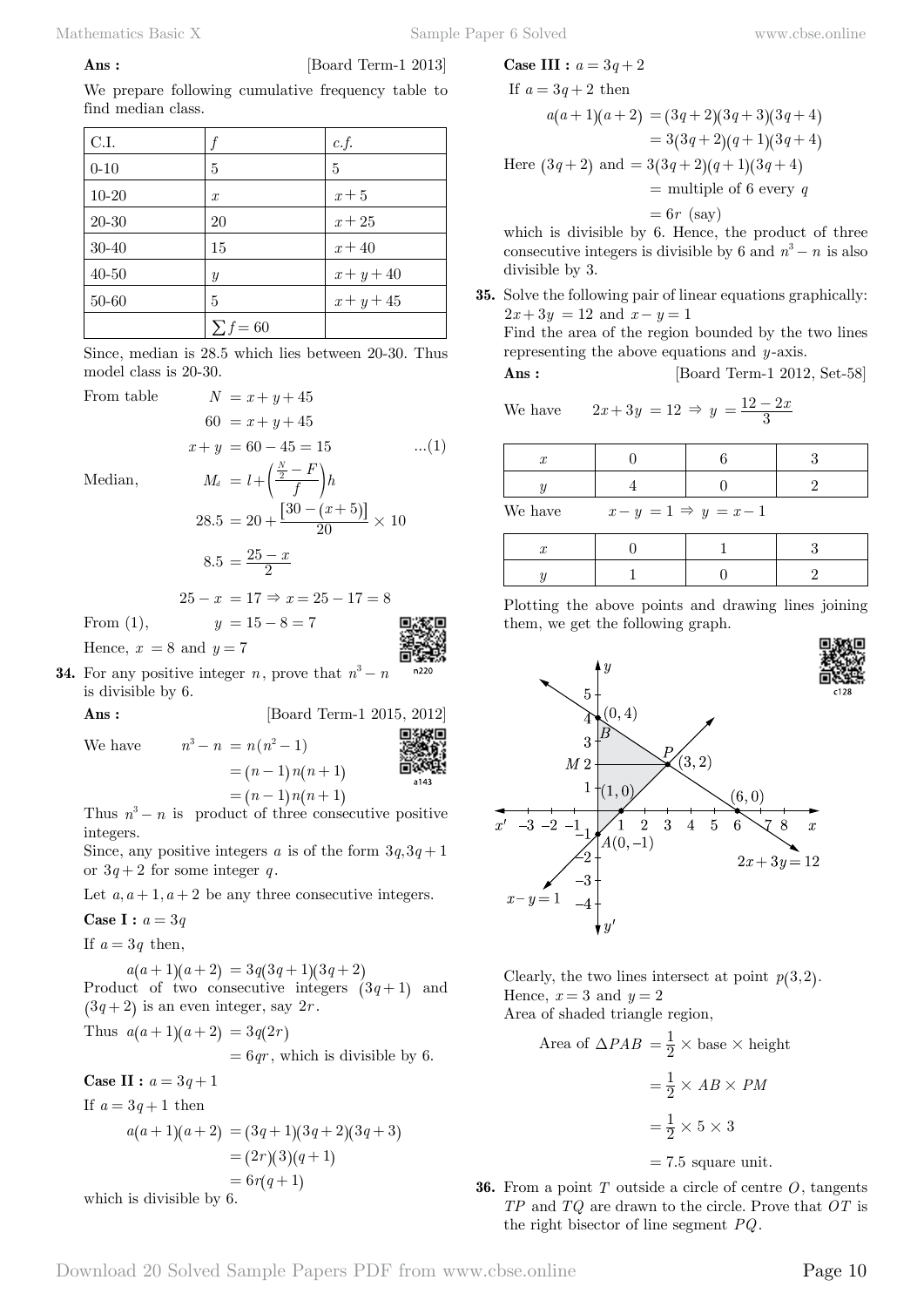**Ans :** [Board Term-1 2013]

We prepare following cumulative frequency table to find median class.

| C.I. | $f$ | $c.f.$ |
|---|---|---|
| 0-10 | 5 | 5 |
| 10-20 | $x$ | $x+5$ |
| 20-30 | 20 | $x+25$ |
| 30-40 | 15 | $x+40$ |
| 40-50 | $y$ | $x+y+40$ |
| 50-60 | 5 | $x+y+45$ |
| | $\sum f = 60$ | |

Since, median is 28.5 which lies between 20-30. Thus model class is 20-30.

From table $\quad N = x+y+45$

$$60 = x+y+45$$

$$x+y = 60-45 = 15 \qquad ...(1)$$

Median, $\quad M_d = l + \left(\frac{\frac{N}{2}-F}{f}\right)h$

$$28.5 = 20 + \frac{[30-(x+5)]}{20} \times 10$$

$$8.5 = \frac{25-x}{2}$$

$$25 - x = 17 \Rightarrow x = 25 - 17 = 8$$

From (1), $\quad y = 15 - 8 = 7$

Hence, $x = 8$ and $y = 7$

**34.** For any positive integer $n$, prove that $n^3 - n$ is divisible by 6.

**Ans :** [Board Term-1 2015, 2012]

We have $\quad n^3 - n = n(n^2-1)$

$$= (n-1)n(n+1)$$

$$= (n-1)n(n+1)$$

Thus $n^3 - n$ is product of three consecutive positive integers.

Since, any positive integers $a$ is of the form $3q, 3q+1$ or $3q+2$ for some integer $q$.

Let $a, a+1, a+2$ be any three consecutive integers.

**Case I :** $a = 3q$

If $a = 3q$ then,

$$a(a+1)(a+2) = 3q(3q+1)(3q+2)$$

Product of two consecutive integers $(3q+1)$ and $(3q+2)$ is an even integer, say $2r$.

Thus $a(a+1)(a+2) = 3q(2r)$

$= 6qr$, which is divisible by 6.

**Case II :** $a = 3q+1$

If $a = 3q+1$ then

$$a(a+1)(a+2) = (3q+1)(3q+2)(3q+3)$$

$$= (2r)(3)(q+1)$$

$$= 6r(q+1)$$

which is divisible by 6.

**Case III :** $a = 3q+2$

If $a = 3q+2$ then

$$a(a+1)(a+2) = (3q+2)(3q+3)(3q+4)$$

$$= 3(3q+2)(q+1)(3q+4)$$

Here $(3q+2)$ and $= 3(3q+2)(q+1)(3q+4)$

$=$ multiple of 6 every $q$

$= 6r$ (say)

which is divisible by 6. Hence, the product of three consecutive integers is divisible by 6 and $n^3 - n$ is also divisible by 3.

**35.** Solve the following pair of linear equations graphically: $2x + 3y = 12$ and $x - y = 1$

Find the area of the region bounded by the two lines representing the above equations and $y$-axis.

**Ans :** [Board Term-1 2012, Set-58]

We have $\quad 2x + 3y = 12 \Rightarrow y = \frac{12-2x}{3}$

| $x$ | 0 | 6 | 3 |
|---|---|---|---|
| $y$ | 4 | 0 | 2 |

We have $\quad x - y = 1 \Rightarrow y = x - 1$

| $x$ | 0 | 1 | 3 |
|---|---|---|---|
| $y$ | 1 | 0 | 2 |

Plotting the above points and drawing lines joining them, we get the following graph.

Clearly, the two lines intersect at point $p(3,2)$.

Hence, $x = 3$ and $y = 2$

Area of shaded triangle region,

$$\text{Area of } \Delta PAB = \frac{1}{2} \times \text{base} \times \text{height}$$

$$= \frac{1}{2} \times AB \times PM$$

$$= \frac{1}{2} \times 5 \times 3$$

$$= 7.5 \text{ square unit.}$$

**36.** From a point $T$ outside a circle of centre $O$, tangents $TP$ and $TQ$ are drawn to the circle. Prove that $OT$ is the right bisector of line segment $PQ$.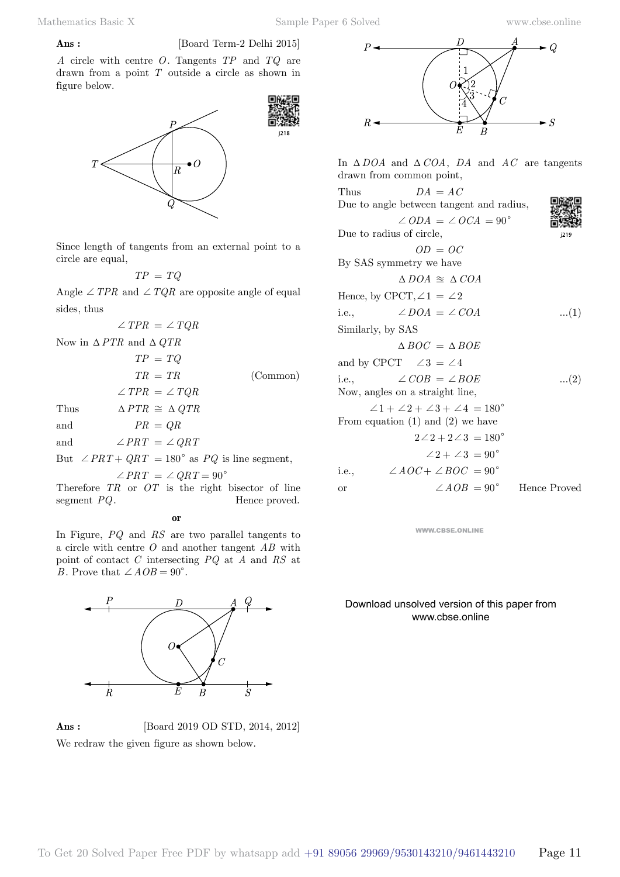**Ans :** [Board Term-2 Delhi 2015]

$A$ circle with centre $O$. Tangents $TP$ and $TQ$ are drawn from a point $T$ outside a circle as shown in figure below.

Since length of tangents from an external point to a circle are equal,

$$TP = TQ$$

Angle $\angle TPR$ and $\angle TQR$ are opposite angle of equal sides, thus

$$\angle TPR = \angle TQR$$

Now in $\Delta PTR$ and $\Delta QTR$

$$TP = TQ$$

$$TR = TR \quad \text{(Common)}$$

$$\angle TPR = \angle TQR$$

Thus $\quad \Delta PTR \cong \Delta QTR$

and $\quad PR = QR$

and $\quad \angle PRT = \angle QRT$

But $\angle PRT + QRT = 180^\circ$ as $PQ$ is line segment,

$$\angle PRT = \angle QRT = 90^\circ$$

Therefore $TR$ or $OT$ is the right bisector of line segment $PQ$. Hence proved.

**or**

In Figure, $PQ$ and $RS$ are two parallel tangents to a circle with centre $O$ and another tangent $AB$ with point of contact $C$ intersecting $PQ$ at $A$ and $RS$ at $B$. Prove that $\angle AOB = 90^\circ$.

**Ans :** [Board 2019 OD STD, 2014, 2012]

We redraw the given figure as shown below.

In $\Delta DOA$ and $\Delta COA$, $DA$ and $AC$ are tangents drawn from common point,

Thus $\quad DA = AC$

Due to angle between tangent and radius,

$$\angle ODA = \angle OCA = 90^\circ$$

Due to radius of circle,

$$OD = OC$$

By SAS symmetry we have

$$\Delta DOA \cong \Delta COA$$

Hence, by CPCT, $\angle 1 = \angle 2$

i.e., $\quad \angle DOA = \angle COA \quad$ ...(1)

Similarly, by SAS

$$\Delta BOC = \Delta BOE$$

and by CPCT $\quad \angle 3 = \angle 4$

i.e., $\quad \angle COB = \angle BOE \quad$ ...(2)

Now, angles on a straight line,

$$\angle 1 + \angle 2 + \angle 3 + \angle 4 = 180^\circ$$

From equation (1) and (2) we have

$$2\angle 2 + 2\angle 3 = 180^\circ$$

$$\angle 2 + \angle 3 = 90^\circ$$

i.e., $\quad \angle AOC + \angle BOC = 90^\circ$

or $\quad \angle AOB = 90^\circ \quad$ Hence Proved

Download unsolved version of this paper from www.cbse.online